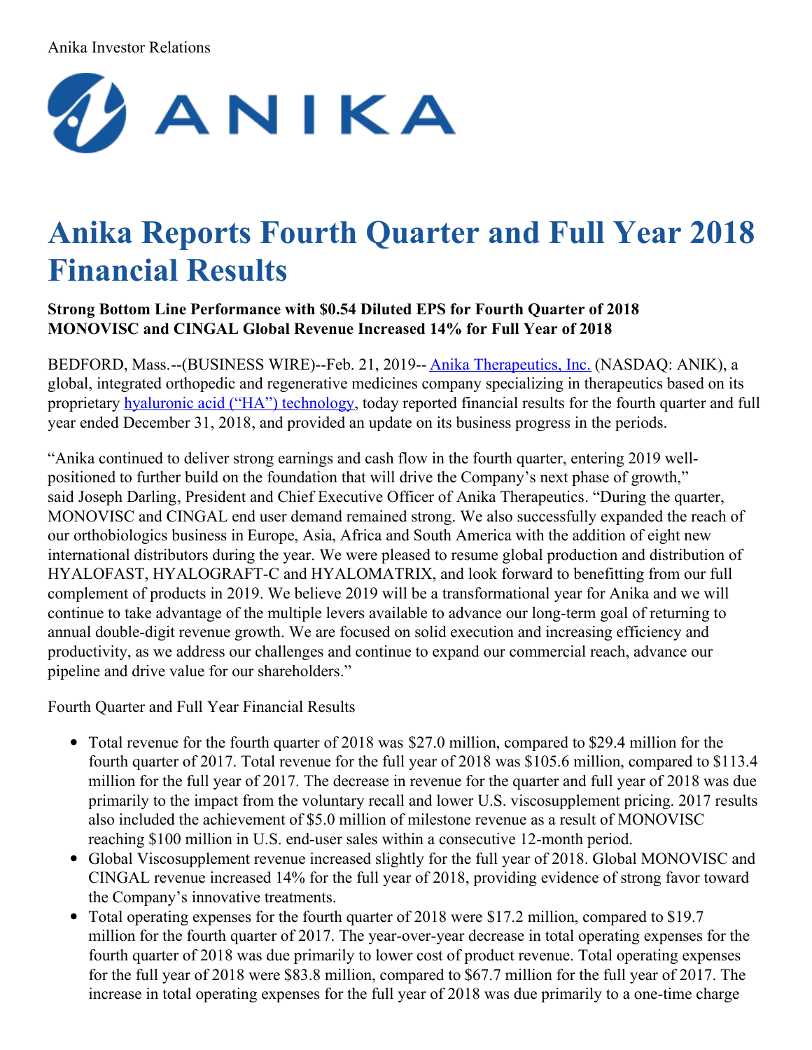Anika Investor Relations

# Anika Reports Fourth Quarter and Full Year 2018 Financial Results

**Strong Bottom Line Performance with $0.54 Diluted EPS for Fourth Quarter of 2018**
**MONOVISC and CINGAL Global Revenue Increased 14% for Full Year of 2018**

BEDFORD, Mass.--(BUSINESS WIRE)--Feb. 21, 2019-- Anika Therapeutics, Inc. (NASDAQ: ANIK), a global, integrated orthopedic and regenerative medicines company specializing in therapeutics based on its proprietary hyaluronic acid ("HA") technology, today reported financial results for the fourth quarter and full year ended December 31, 2018, and provided an update on its business progress in the periods.

"Anika continued to deliver strong earnings and cash flow in the fourth quarter, entering 2019 well-positioned to further build on the foundation that will drive the Company's next phase of growth," said Joseph Darling, President and Chief Executive Officer of Anika Therapeutics. "During the quarter, MONOVISC and CINGAL end user demand remained strong. We also successfully expanded the reach of our orthobiologics business in Europe, Asia, Africa and South America with the addition of eight new international distributors during the year. We were pleased to resume global production and distribution of HYALOFAST, HYALOGRAFT-C and HYALOMATRIX, and look forward to benefitting from our full complement of products in 2019. We believe 2019 will be a transformational year for Anika and we will continue to take advantage of the multiple levers available to advance our long-term goal of returning to annual double-digit revenue growth. We are focused on solid execution and increasing efficiency and productivity, as we address our challenges and continue to expand our commercial reach, advance our pipeline and drive value for our shareholders."

Fourth Quarter and Full Year Financial Results

- Total revenue for the fourth quarter of 2018 was $27.0 million, compared to $29.4 million for the fourth quarter of 2017. Total revenue for the full year of 2018 was $105.6 million, compared to $113.4 million for the full year of 2017. The decrease in revenue for the quarter and full year of 2018 was due primarily to the impact from the voluntary recall and lower U.S. viscosupplement pricing. 2017 results also included the achievement of $5.0 million of milestone revenue as a result of MONOVISC reaching $100 million in U.S. end-user sales within a consecutive 12-month period.
- Global Viscosupplement revenue increased slightly for the full year of 2018. Global MONOVISC and CINGAL revenue increased 14% for the full year of 2018, providing evidence of strong favor toward the Company's innovative treatments.
- Total operating expenses for the fourth quarter of 2018 were $17.2 million, compared to $19.7 million for the fourth quarter of 2017. The year-over-year decrease in total operating expenses for the fourth quarter of 2018 was due primarily to lower cost of product revenue. Total operating expenses for the full year of 2018 were $83.8 million, compared to $67.7 million for the full year of 2017. The increase in total operating expenses for the full year of 2018 was due primarily to a one-time charge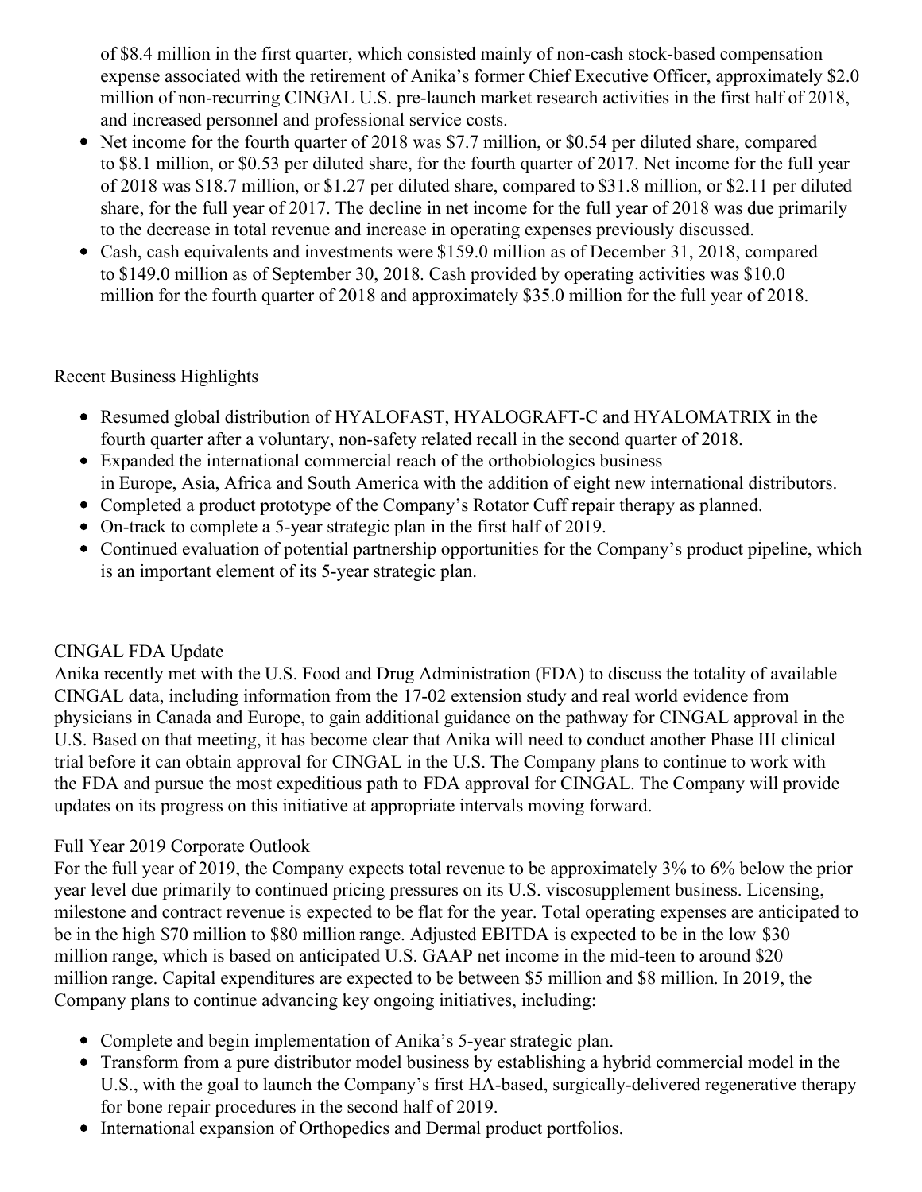of $8.4 million in the first quarter, which consisted mainly of non-cash stock-based compensation expense associated with the retirement of Anika's former Chief Executive Officer, approximately $2.0 million of non-recurring CINGAL U.S. pre-launch market research activities in the first half of 2018, and increased personnel and professional service costs.

- Net income for the fourth quarter of 2018 was $7.7 million, or $0.54 per diluted share, compared to $8.1 million, or $0.53 per diluted share, for the fourth quarter of 2017. Net income for the full year of 2018 was $18.7 million, or $1.27 per diluted share, compared to $31.8 million, or $2.11 per diluted share, for the full year of 2017. The decline in net income for the full year of 2018 was due primarily to the decrease in total revenue and increase in operating expenses previously discussed.
- Cash, cash equivalents and investments were $159.0 million as of December 31, 2018, compared to $149.0 million as of September 30, 2018. Cash provided by operating activities was $10.0 million for the fourth quarter of 2018 and approximately $35.0 million for the full year of 2018.

## Recent Business Highlights

- Resumed global distribution of HYALOFAST, HYALOGRAFT-C and HYALOMATRIX in the fourth quarter after a voluntary, non-safety related recall in the second quarter of 2018.
- Expanded the international commercial reach of the orthobiologics business in Europe, Asia, Africa and South America with the addition of eight new international distributors.
- Completed a product prototype of the Company's Rotator Cuff repair therapy as planned.
- On-track to complete a 5-year strategic plan in the first half of 2019.
- Continued evaluation of potential partnership opportunities for the Company's product pipeline, which is an important element of its 5-year strategic plan.

## CINGAL FDA Update

Anika recently met with the U.S. Food and Drug Administration (FDA) to discuss the totality of available CINGAL data, including information from the 17-02 extension study and real world evidence from physicians in Canada and Europe, to gain additional guidance on the pathway for CINGAL approval in the U.S. Based on that meeting, it has become clear that Anika will need to conduct another Phase III clinical trial before it can obtain approval for CINGAL in the U.S. The Company plans to continue to work with the FDA and pursue the most expeditious path to FDA approval for CINGAL. The Company will provide updates on its progress on this initiative at appropriate intervals moving forward.

## Full Year 2019 Corporate Outlook

For the full year of 2019, the Company expects total revenue to be approximately 3% to 6% below the prior year level due primarily to continued pricing pressures on its U.S. viscosupplement business. Licensing, milestone and contract revenue is expected to be flat for the year. Total operating expenses are anticipated to be in the high $70 million to $80 million range. Adjusted EBITDA is expected to be in the low $30 million range, which is based on anticipated U.S. GAAP net income in the mid-teen to around $20 million range. Capital expenditures are expected to be between $5 million and $8 million. In 2019, the Company plans to continue advancing key ongoing initiatives, including:

- Complete and begin implementation of Anika's 5-year strategic plan.
- Transform from a pure distributor model business by establishing a hybrid commercial model in the U.S., with the goal to launch the Company's first HA-based, surgically-delivered regenerative therapy for bone repair procedures in the second half of 2019.
- International expansion of Orthopedics and Dermal product portfolios.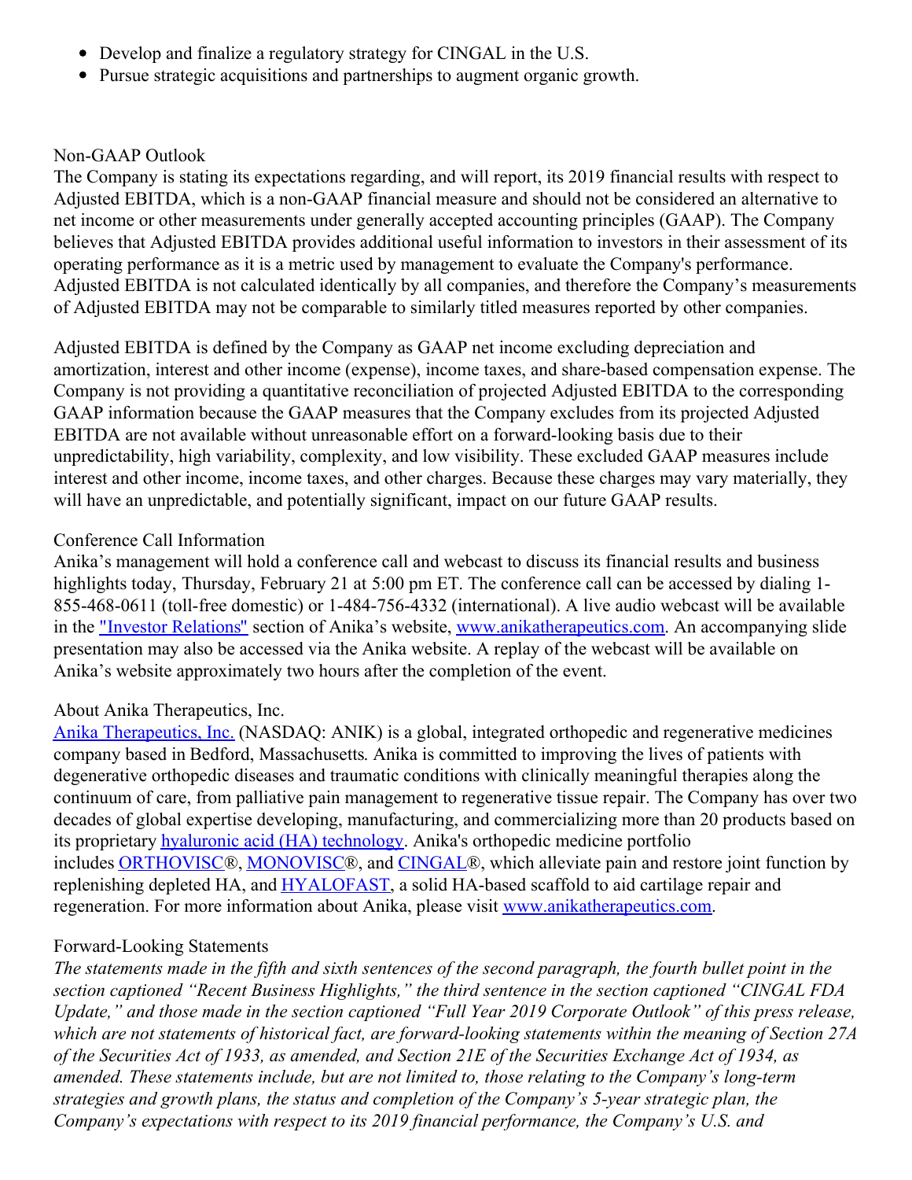- Develop and finalize a regulatory strategy for CINGAL in the U.S.
- Pursue strategic acquisitions and partnerships to augment organic growth.

## Non-GAAP Outlook

The Company is stating its expectations regarding, and will report, its 2019 financial results with respect to Adjusted EBITDA, which is a non-GAAP financial measure and should not be considered an alternative to net income or other measurements under generally accepted accounting principles (GAAP). The Company believes that Adjusted EBITDA provides additional useful information to investors in their assessment of its operating performance as it is a metric used by management to evaluate the Company's performance. Adjusted EBITDA is not calculated identically by all companies, and therefore the Company's measurements of Adjusted EBITDA may not be comparable to similarly titled measures reported by other companies.

Adjusted EBITDA is defined by the Company as GAAP net income excluding depreciation and amortization, interest and other income (expense), income taxes, and share-based compensation expense. The Company is not providing a quantitative reconciliation of projected Adjusted EBITDA to the corresponding GAAP information because the GAAP measures that the Company excludes from its projected Adjusted EBITDA are not available without unreasonable effort on a forward-looking basis due to their unpredictability, high variability, complexity, and low visibility. These excluded GAAP measures include interest and other income, income taxes, and other charges. Because these charges may vary materially, they will have an unpredictable, and potentially significant, impact on our future GAAP results.

## Conference Call Information

Anika's management will hold a conference call and webcast to discuss its financial results and business highlights today, Thursday, February 21 at 5:00 pm ET. The conference call can be accessed by dialing 1-855-468-0611 (toll-free domestic) or 1-484-756-4332 (international). A live audio webcast will be available in the "Investor Relations" section of Anika's website, www.anikatherapeutics.com. An accompanying slide presentation may also be accessed via the Anika website. A replay of the webcast will be available on Anika's website approximately two hours after the completion of the event.

## About Anika Therapeutics, Inc.

Anika Therapeutics, Inc. (NASDAQ: ANIK) is a global, integrated orthopedic and regenerative medicines company based in Bedford, Massachusetts. Anika is committed to improving the lives of patients with degenerative orthopedic diseases and traumatic conditions with clinically meaningful therapies along the continuum of care, from palliative pain management to regenerative tissue repair. The Company has over two decades of global expertise developing, manufacturing, and commercializing more than 20 products based on its proprietary hyaluronic acid (HA) technology. Anika's orthopedic medicine portfolio includes ORTHOVISC®, MONOVISC®, and CINGAL®, which alleviate pain and restore joint function by replenishing depleted HA, and HYALOFAST, a solid HA-based scaffold to aid cartilage repair and regeneration. For more information about Anika, please visit www.anikatherapeutics.com.

## Forward-Looking Statements

*The statements made in the fifth and sixth sentences of the second paragraph, the fourth bullet point in the section captioned "Recent Business Highlights," the third sentence in the section captioned "CINGAL FDA Update," and those made in the section captioned "Full Year 2019 Corporate Outlook" of this press release, which are not statements of historical fact, are forward-looking statements within the meaning of Section 27A of the Securities Act of 1933, as amended, and Section 21E of the Securities Exchange Act of 1934, as amended. These statements include, but are not limited to, those relating to the Company's long-term strategies and growth plans, the status and completion of the Company's 5-year strategic plan, the Company's expectations with respect to its 2019 financial performance, the Company's U.S. and*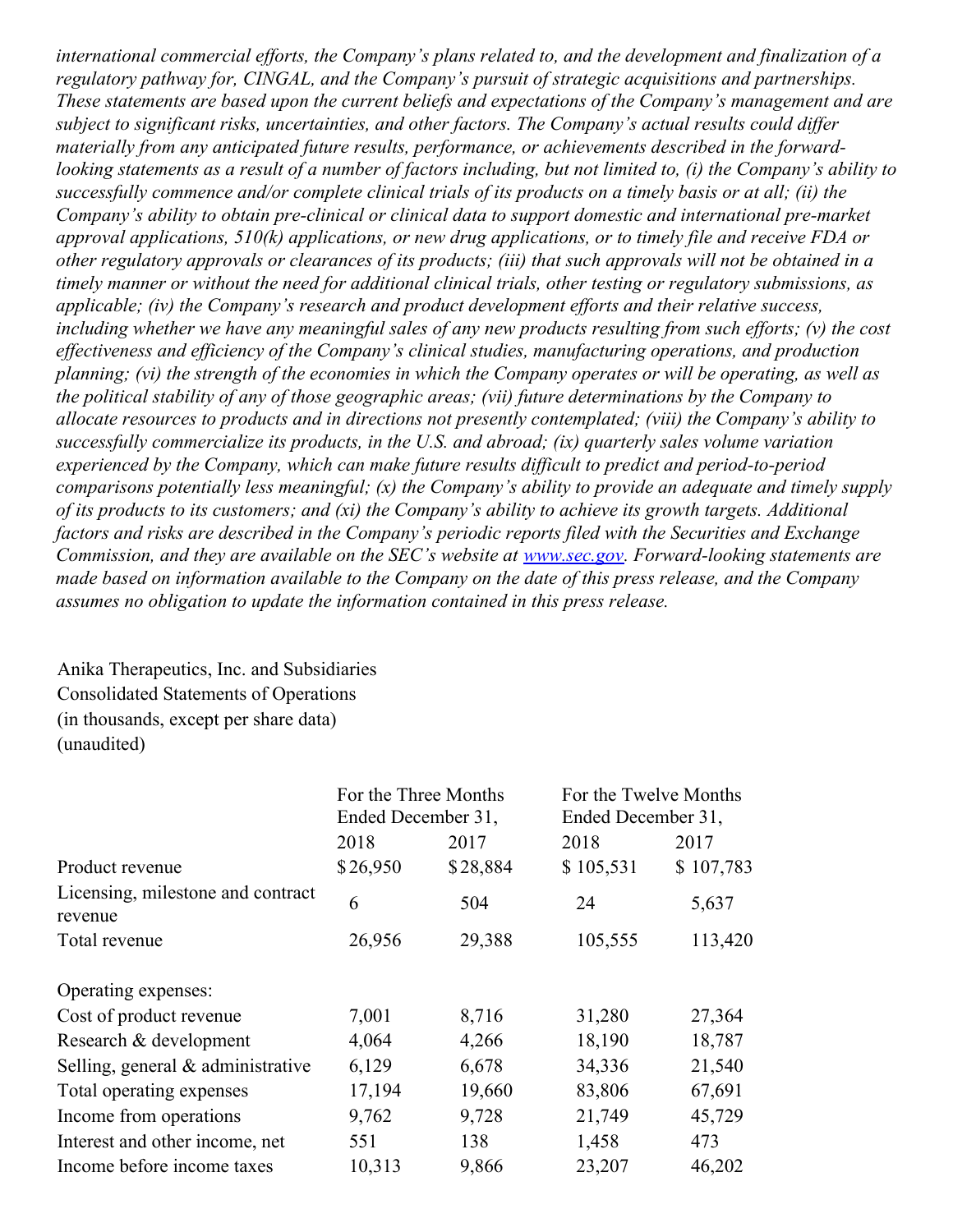*international commercial efforts, the Company's plans related to, and the development and finalization of a regulatory pathway for, CINGAL, and the Company's pursuit of strategic acquisitions and partnerships. These statements are based upon the current beliefs and expectations of the Company's management and are subject to significant risks, uncertainties, and other factors. The Company's actual results could differ materially from any anticipated future results, performance, or achievements described in the forward-looking statements as a result of a number of factors including, but not limited to, (i) the Company's ability to successfully commence and/or complete clinical trials of its products on a timely basis or at all; (ii) the Company's ability to obtain pre-clinical or clinical data to support domestic and international pre-market approval applications, 510(k) applications, or new drug applications, or to timely file and receive FDA or other regulatory approvals or clearances of its products; (iii) that such approvals will not be obtained in a timely manner or without the need for additional clinical trials, other testing or regulatory submissions, as applicable; (iv) the Company's research and product development efforts and their relative success, including whether we have any meaningful sales of any new products resulting from such efforts; (v) the cost effectiveness and efficiency of the Company's clinical studies, manufacturing operations, and production planning; (vi) the strength of the economies in which the Company operates or will be operating, as well as the political stability of any of those geographic areas; (vii) future determinations by the Company to allocate resources to products and in directions not presently contemplated; (viii) the Company's ability to successfully commercialize its products, in the U.S. and abroad; (ix) quarterly sales volume variation experienced by the Company, which can make future results difficult to predict and period-to-period comparisons potentially less meaningful; (x) the Company's ability to provide an adequate and timely supply of its products to its customers; and (xi) the Company's ability to achieve its growth targets. Additional factors and risks are described in the Company's periodic reports filed with the Securities and Exchange Commission, and they are available on the SEC's website at [www.sec.gov](http://www.sec.gov). Forward-looking statements are made based on information available to the Company on the date of this press release, and the Company assumes no obligation to update the information contained in this press release.*

Anika Therapeutics, Inc. and Subsidiaries
Consolidated Statements of Operations
(in thousands, except per share data)
(unaudited)

| | For the Three Months Ended December 31, | | For the Twelve Months Ended December 31, | |
|---|---|---|---|---|
| | 2018 | 2017 | 2018 | 2017 |
| Product revenue | $26,950 | $28,884 | $ 105,531 | $ 107,783 |
| Licensing, milestone and contract revenue | 6 | 504 | 24 | 5,637 |
| Total revenue | 26,956 | 29,388 | 105,555 | 113,420 |
| | | | | |
| Operating expenses: | | | | |
| Cost of product revenue | 7,001 | 8,716 | 31,280 | 27,364 |
| Research & development | 4,064 | 4,266 | 18,190 | 18,787 |
| Selling, general & administrative | 6,129 | 6,678 | 34,336 | 21,540 |
| Total operating expenses | 17,194 | 19,660 | 83,806 | 67,691 |
| Income from operations | 9,762 | 9,728 | 21,749 | 45,729 |
| Interest and other income, net | 551 | 138 | 1,458 | 473 |
| Income before income taxes | 10,313 | 9,866 | 23,207 | 46,202 |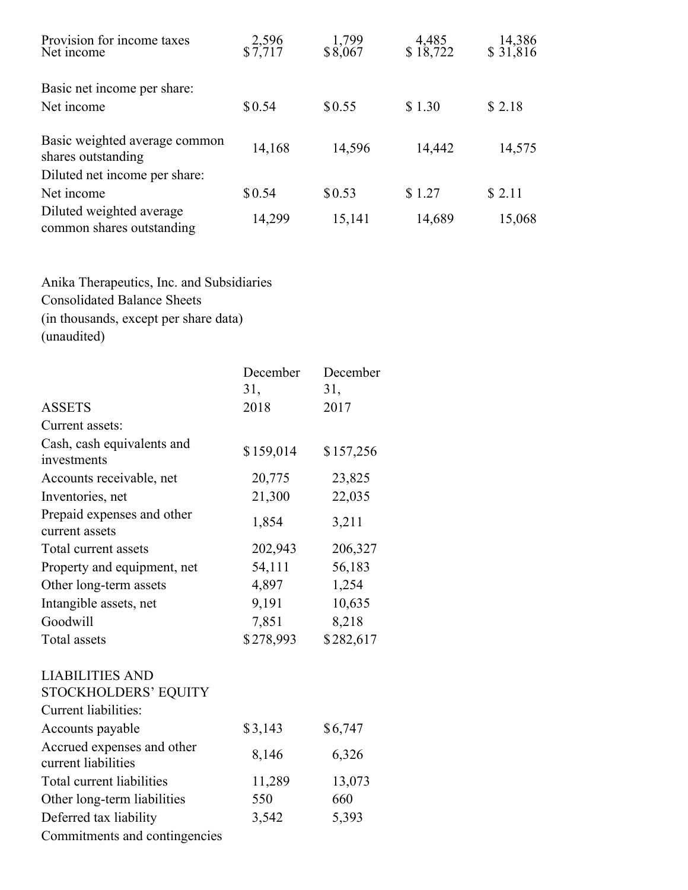| | | | | |
|---|---|---|---|---|
| Provision for income taxes | 2,596 | 1,799 | 4,485 | 14,386 |
| Net income | $7,717 | $8,067 | $ 18,722 | $ 31,816 |
| | | | | |
| Basic net income per share: | | | | |
| Net income | $0.54 | $0.55 | $ 1.30 | $ 2.18 |
| | | | | |
| Basic weighted average common shares outstanding | 14,168 | 14,596 | 14,442 | 14,575 |
| Diluted net income per share: | | | | |
| Net income | $0.54 | $0.53 | $ 1.27 | $ 2.11 |
| Diluted weighted average common shares outstanding | 14,299 | 15,141 | 14,689 | 15,068 |

Anika Therapeutics, Inc. and Subsidiaries
Consolidated Balance Sheets
(in thousands, except per share data)
(unaudited)

| ASSETS | December 31, 2018 | December 31, 2017 |
|---|---|---|
| Current assets: | | |
| Cash, cash equivalents and investments | $159,014 | $157,256 |
| Accounts receivable, net | 20,775 | 23,825 |
| Inventories, net | 21,300 | 22,035 |
| Prepaid expenses and other current assets | 1,854 | 3,211 |
| Total current assets | 202,943 | 206,327 |
| Property and equipment, net | 54,111 | 56,183 |
| Other long-term assets | 4,897 | 1,254 |
| Intangible assets, net | 9,191 | 10,635 |
| Goodwill | 7,851 | 8,218 |
| Total assets | $278,993 | $282,617 |
| | | |
| LIABILITIES AND STOCKHOLDERS' EQUITY | | |
| Current liabilities: | | |
| Accounts payable | $3,143 | $6,747 |
| Accrued expenses and other current liabilities | 8,146 | 6,326 |
| Total current liabilities | 11,289 | 13,073 |
| Other long-term liabilities | 550 | 660 |
| Deferred tax liability | 3,542 | 5,393 |
| Commitments and contingencies | | |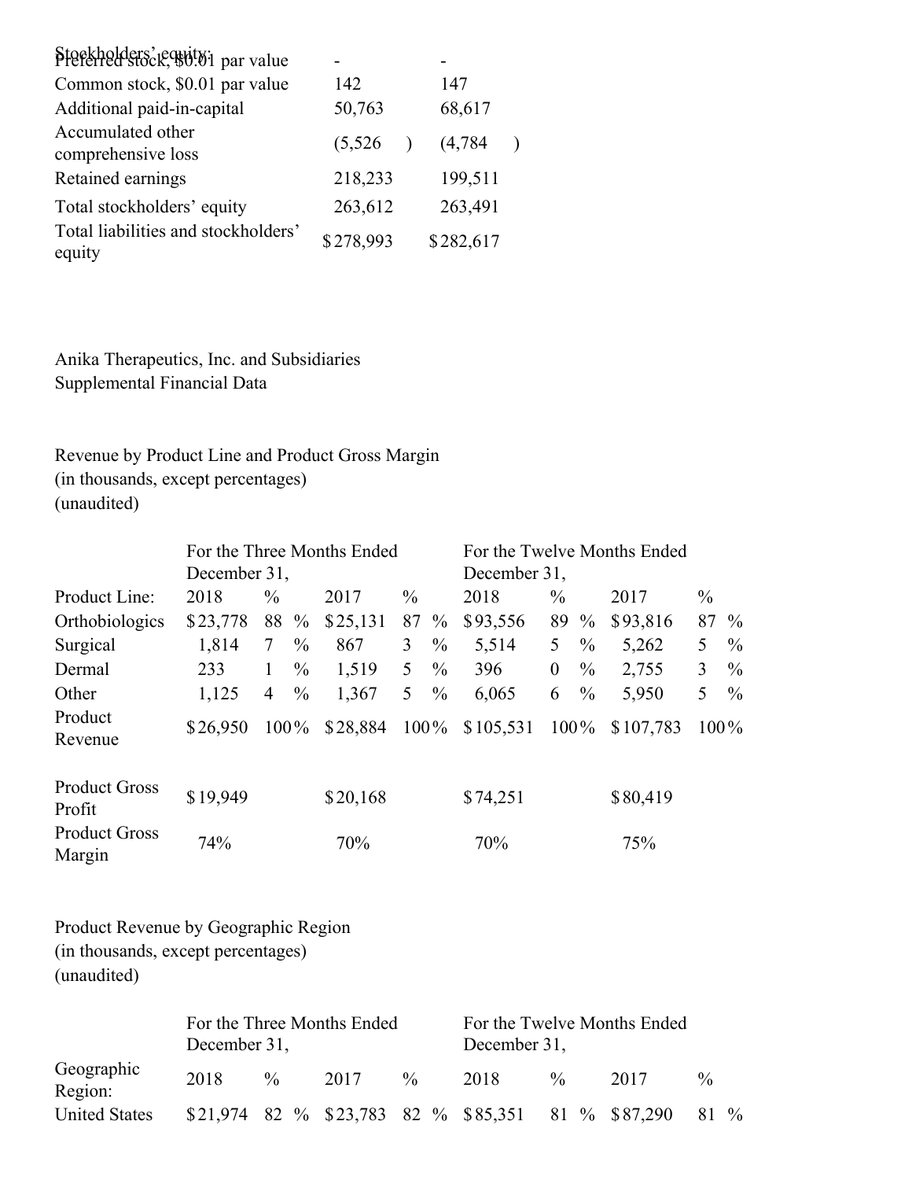| | | |
|---|---|---|
| Stockholders' equity: | | |
| Preferred stock, $0.01 par value | - | - |
| Common stock, $0.01 par value | 142 | 147 |
| Additional paid-in-capital | 50,763 | 68,617 |
| Accumulated other comprehensive loss | (5,526 ) | (4,784 ) |
| Retained earnings | 218,233 | 199,511 |
| Total stockholders' equity | 263,612 | 263,491 |
| Total liabilities and stockholders' equity | $278,993 | $282,617 |

Anika Therapeutics, Inc. and Subsidiaries
Supplemental Financial Data

Revenue by Product Line and Product Gross Margin
(in thousands, except percentages)
(unaudited)

| | For the Three Months Ended December 31, | | | | For the Twelve Months Ended December 31, | | | |
|---|---|---|---|---|---|---|---|---|
| Product Line: | 2018 | % | 2017 | % | 2018 | % | 2017 | % |
| Orthobiologics | $23,778 | 88 % | $25,131 | 87 % | $93,556 | 89 % | $93,816 | 87 % |
| Surgical | 1,814 | 7 % | 867 | 3 % | 5,514 | 5 % | 5,262 | 5 % |
| Dermal | 233 | 1 % | 1,519 | 5 % | 396 | 0 % | 2,755 | 3 % |
| Other | 1,125 | 4 % | 1,367 | 5 % | 6,065 | 6 % | 5,950 | 5 % |
| Product Revenue | $26,950 | 100% | $28,884 | 100% | $105,531 | 100% | $107,783 | 100% |
| | | | | | | | | |
| Product Gross Profit | $19,949 | | $20,168 | | $74,251 | | $80,419 | |
| Product Gross Margin | 74% | | 70% | | 70% | | 75% | |

Product Revenue by Geographic Region
(in thousands, except percentages)
(unaudited)

| | For the Three Months Ended December 31, | | | | For the Twelve Months Ended December 31, | | | |
|---|---|---|---|---|---|---|---|---|
| Geographic Region: | 2018 | % | 2017 | % | 2018 | % | 2017 | % |
| United States | $21,974 | 82 % | $23,783 | 82 % | $85,351 | 81 % | $87,290 | 81 % |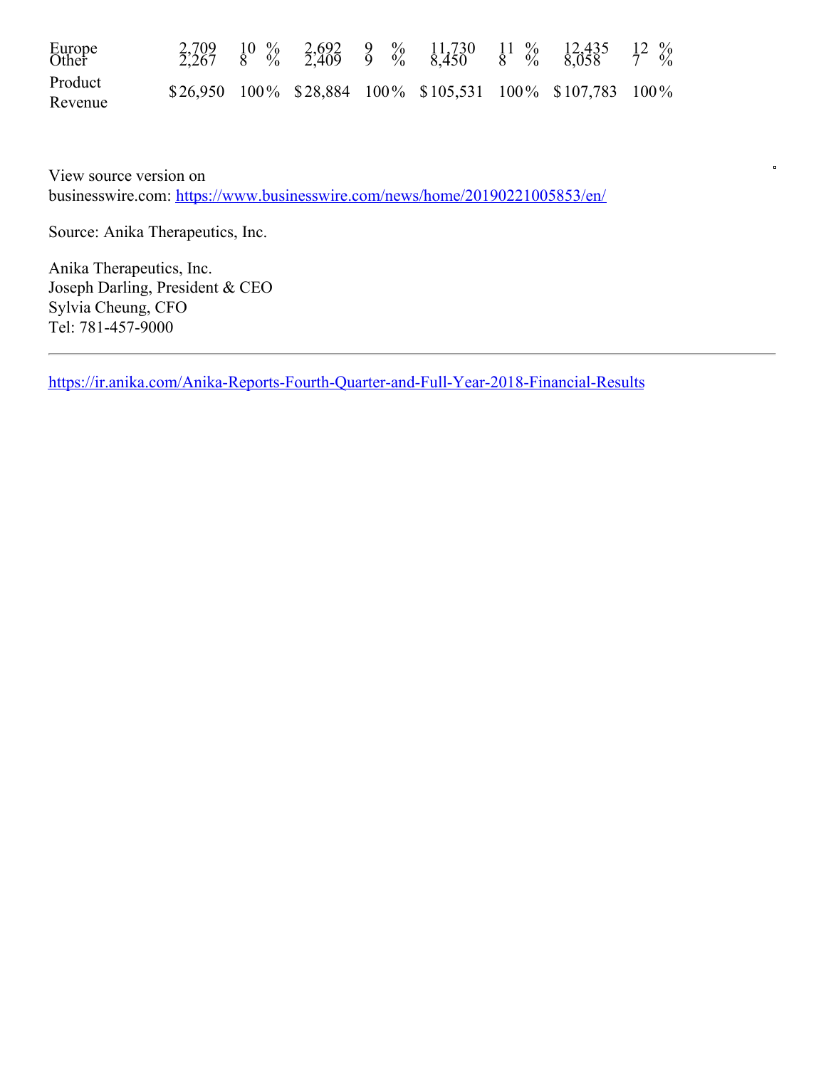| | | | | | | | | |
|---|---|---|---|---|---|---|---|---|
| Europe | 2,709 | 10 % | 2,692 | 9 % | 11,730 | 11 % | 12,435 | 12 % |
| Other | 2,267 | 8 % | 2,409 | 9 % | 8,450 | 8 % | 8,058 | 7 % |
| Product Revenue | $26,950 | 100% | $28,884 | 100% | $105,531 | 100% | $107,783 | 100% |

View source version on businesswire.com: https://www.businesswire.com/news/home/20190221005853/en/

Source: Anika Therapeutics, Inc.

Anika Therapeutics, Inc.
Joseph Darling, President & CEO
Sylvia Cheung, CFO
Tel: 781-457-9000

---

https://ir.anika.com/Anika-Reports-Fourth-Quarter-and-Full-Year-2018-Financial-Results